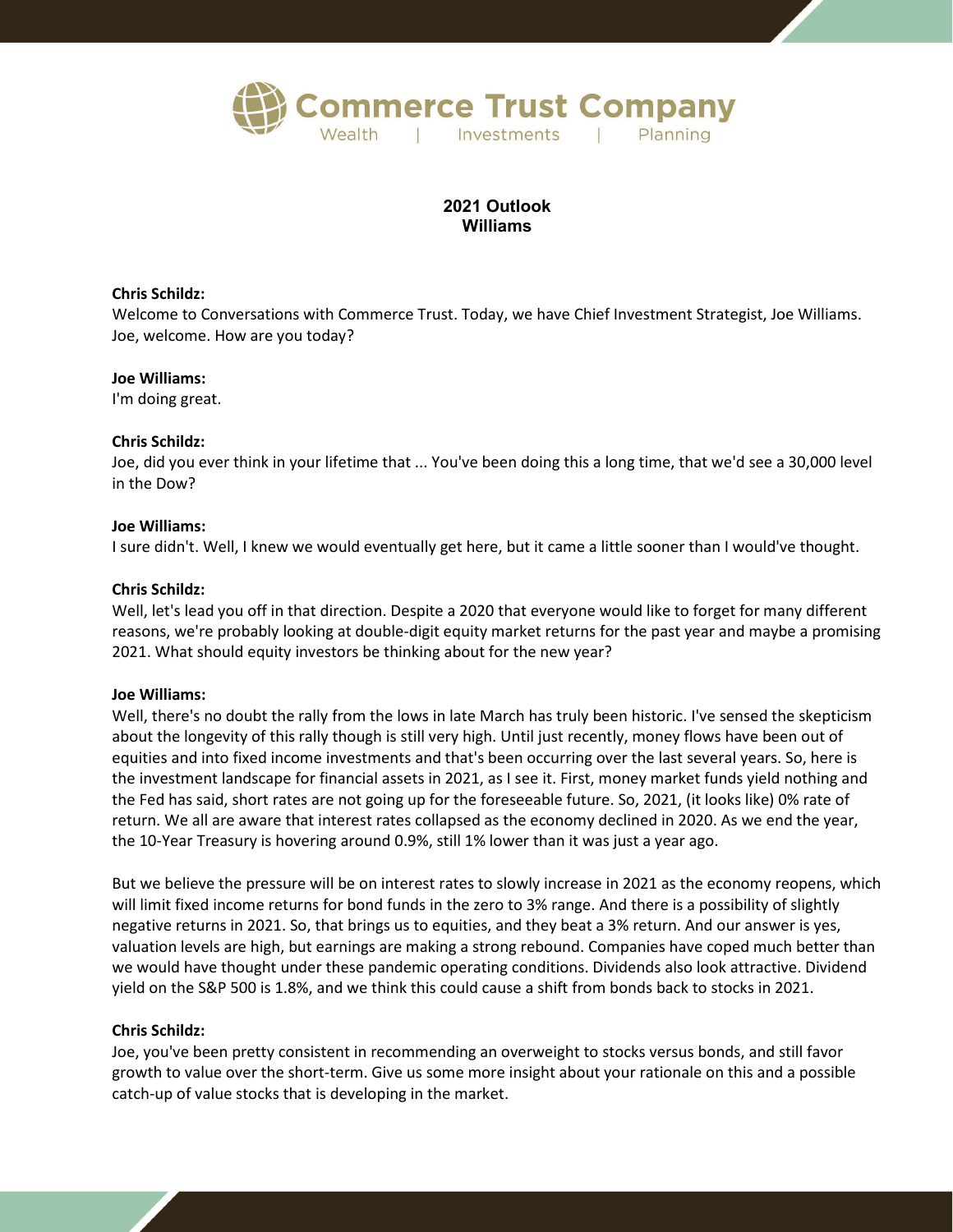**Commerce Trust Company**

Wealth | Investments | Planning

# 2021 Outlook
## Williams

**Chris Schildz:**
Welcome to Conversations with Commerce Trust. Today, we have Chief Investment Strategist, Joe Williams. Joe, welcome. How are you today?

**Joe Williams:**
I'm doing great.

**Chris Schildz:**
Joe, did you ever think in your lifetime that ... You've been doing this a long time, that we'd see a 30,000 level in the Dow?

**Joe Williams:**
I sure didn't. Well, I knew we would eventually get here, but it came a little sooner than I would've thought.

**Chris Schildz:**
Well, let's lead you off in that direction. Despite a 2020 that everyone would like to forget for many different reasons, we're probably looking at double-digit equity market returns for the past year and maybe a promising 2021. What should equity investors be thinking about for the new year?

**Joe Williams:**
Well, there's no doubt the rally from the lows in late March has truly been historic. I've sensed the skepticism about the longevity of this rally though is still very high. Until just recently, money flows have been out of equities and into fixed income investments and that's been occurring over the last several years. So, here is the investment landscape for financial assets in 2021, as I see it. First, money market funds yield nothing and the Fed has said, short rates are not going up for the foreseeable future. So, 2021, (it looks like) 0% rate of return. We all are aware that interest rates collapsed as the economy declined in 2020. As we end the year, the 10-Year Treasury is hovering around 0.9%, still 1% lower than it was just a year ago.

But we believe the pressure will be on interest rates to slowly increase in 2021 as the economy reopens, which will limit fixed income returns for bond funds in the zero to 3% range. And there is a possibility of slightly negative returns in 2021. So, that brings us to equities, and they beat a 3% return. And our answer is yes, valuation levels are high, but earnings are making a strong rebound. Companies have coped much better than we would have thought under these pandemic operating conditions. Dividends also look attractive. Dividend yield on the S&P 500 is 1.8%, and we think this could cause a shift from bonds back to stocks in 2021.

**Chris Schildz:**
Joe, you've been pretty consistent in recommending an overweight to stocks versus bonds, and still favor growth to value over the short-term. Give us some more insight about your rationale on this and a possible catch-up of value stocks that is developing in the market.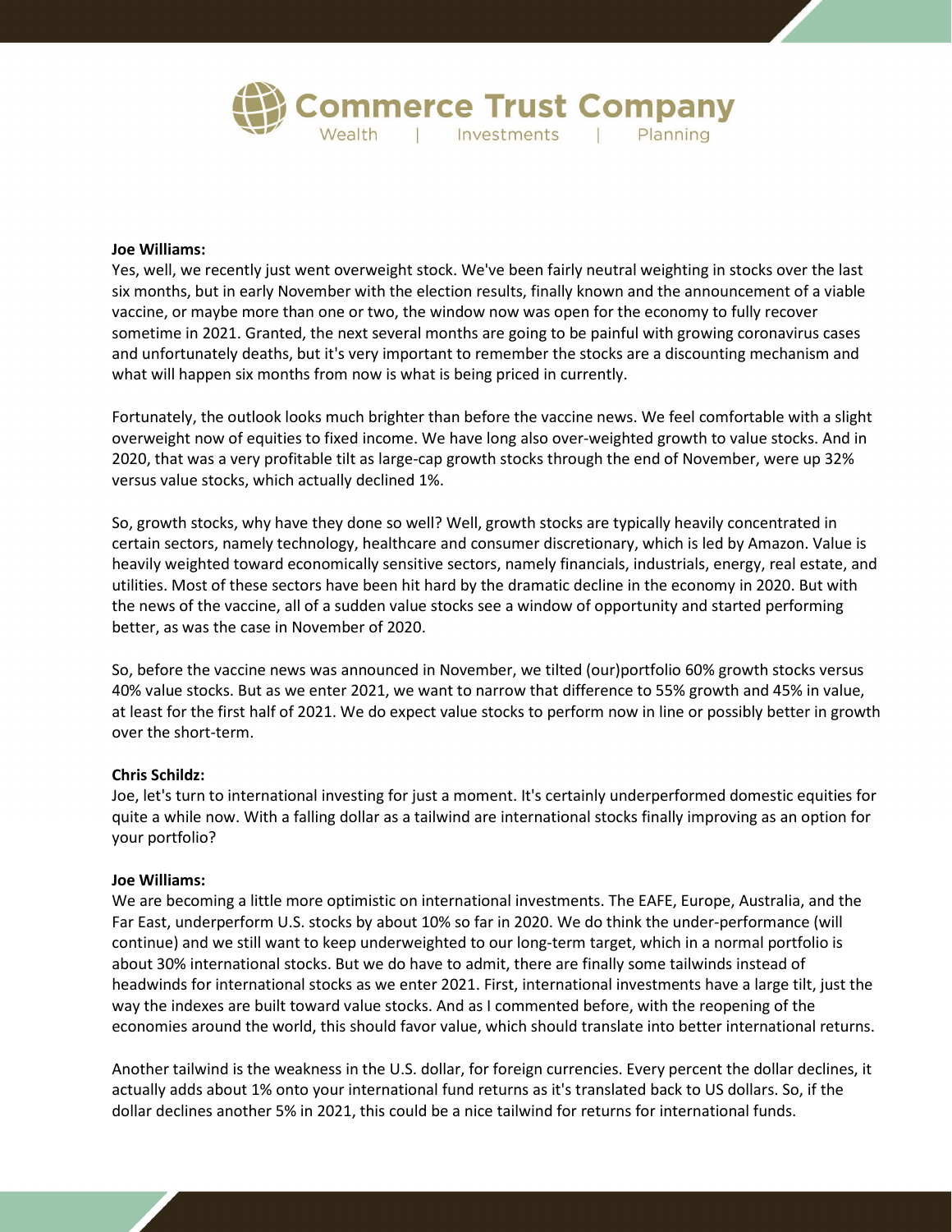**Joe Williams:**
Yes, well, we recently just went overweight stock. We've been fairly neutral weighting in stocks over the last six months, but in early November with the election results, finally known and the announcement of a viable vaccine, or maybe more than one or two, the window now was open for the economy to fully recover sometime in 2021. Granted, the next several months are going to be painful with growing coronavirus cases and unfortunately deaths, but it's very important to remember the stocks are a discounting mechanism and what will happen six months from now is what is being priced in currently.

Fortunately, the outlook looks much brighter than before the vaccine news. We feel comfortable with a slight overweight now of equities to fixed income. We have long also over-weighted growth to value stocks. And in 2020, that was a very profitable tilt as large-cap growth stocks through the end of November, were up 32% versus value stocks, which actually declined 1%.

So, growth stocks, why have they done so well? Well, growth stocks are typically heavily concentrated in certain sectors, namely technology, healthcare and consumer discretionary, which is led by Amazon. Value is heavily weighted toward economically sensitive sectors, namely financials, industrials, energy, real estate, and utilities. Most of these sectors have been hit hard by the dramatic decline in the economy in 2020. But with the news of the vaccine, all of a sudden value stocks see a window of opportunity and started performing better, as was the case in November of 2020.

So, before the vaccine news was announced in November, we tilted (our)portfolio 60% growth stocks versus 40% value stocks. But as we enter 2021, we want to narrow that difference to 55% growth and 45% in value, at least for the first half of 2021. We do expect value stocks to perform now in line or possibly better in growth over the short-term.

**Chris Schildz:**
Joe, let's turn to international investing for just a moment. It's certainly underperformed domestic equities for quite a while now. With a falling dollar as a tailwind are international stocks finally improving as an option for your portfolio?

**Joe Williams:**
We are becoming a little more optimistic on international investments. The EAFE, Europe, Australia, and the Far East, underperform U.S. stocks by about 10% so far in 2020. We do think the under-performance (will continue) and we still want to keep underweighted to our long-term target, which in a normal portfolio is about 30% international stocks. But we do have to admit, there are finally some tailwinds instead of headwinds for international stocks as we enter 2021. First, international investments have a large tilt, just the way the indexes are built toward value stocks. And as I commented before, with the reopening of the economies around the world, this should favor value, which should translate into better international returns.

Another tailwind is the weakness in the U.S. dollar, for foreign currencies. Every percent the dollar declines, it actually adds about 1% onto your international fund returns as it's translated back to US dollars. So, if the dollar declines another 5% in 2021, this could be a nice tailwind for returns for international funds.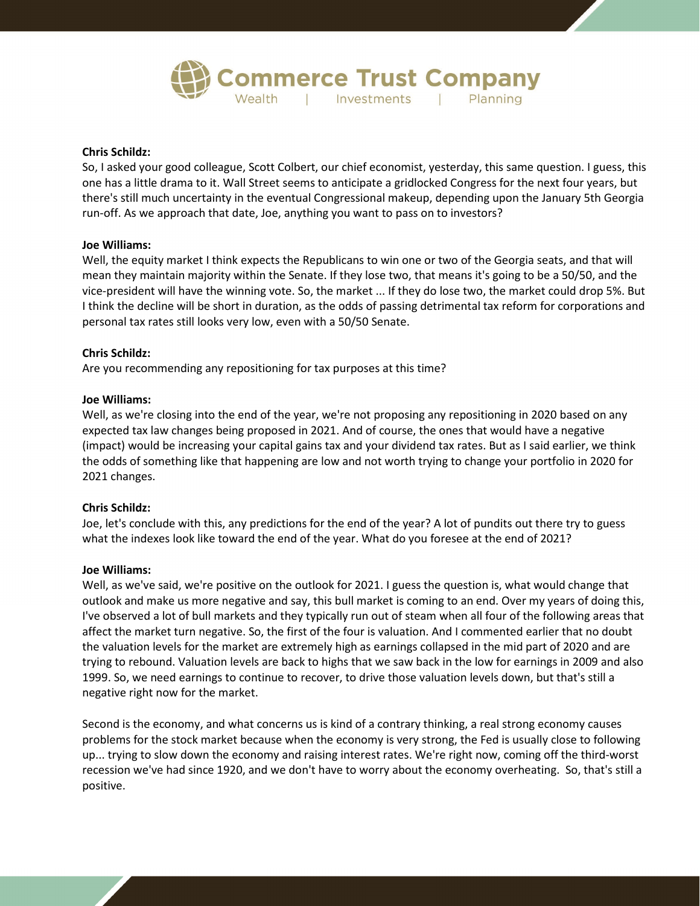**Chris Schildz:**

So, I asked your good colleague, Scott Colbert, our chief economist, yesterday, this same question. I guess, this one has a little drama to it. Wall Street seems to anticipate a gridlocked Congress for the next four years, but there's still much uncertainty in the eventual Congressional makeup, depending upon the January 5th Georgia run-off. As we approach that date, Joe, anything you want to pass on to investors?

**Joe Williams:**

Well, the equity market I think expects the Republicans to win one or two of the Georgia seats, and that will mean they maintain majority within the Senate. If they lose two, that means it's going to be a 50/50, and the vice-president will have the winning vote. So, the market ... If they do lose two, the market could drop 5%. But I think the decline will be short in duration, as the odds of passing detrimental tax reform for corporations and personal tax rates still looks very low, even with a 50/50 Senate.

**Chris Schildz:**

Are you recommending any repositioning for tax purposes at this time?

**Joe Williams:**

Well, as we're closing into the end of the year, we're not proposing any repositioning in 2020 based on any expected tax law changes being proposed in 2021. And of course, the ones that would have a negative (impact) would be increasing your capital gains tax and your dividend tax rates. But as I said earlier, we think the odds of something like that happening are low and not worth trying to change your portfolio in 2020 for 2021 changes.

**Chris Schildz:**

Joe, let's conclude with this, any predictions for the end of the year? A lot of pundits out there try to guess what the indexes look like toward the end of the year. What do you foresee at the end of 2021?

**Joe Williams:**

Well, as we've said, we're positive on the outlook for 2021. I guess the question is, what would change that outlook and make us more negative and say, this bull market is coming to an end. Over my years of doing this, I've observed a lot of bull markets and they typically run out of steam when all four of the following areas that affect the market turn negative. So, the first of the four is valuation. And I commented earlier that no doubt the valuation levels for the market are extremely high as earnings collapsed in the mid part of 2020 and are trying to rebound. Valuation levels are back to highs that we saw back in the low for earnings in 2009 and also 1999. So, we need earnings to continue to recover, to drive those valuation levels down, but that's still a negative right now for the market.

Second is the economy, and what concerns us is kind of a contrary thinking, a real strong economy causes problems for the stock market because when the economy is very strong, the Fed is usually close to following up... trying to slow down the economy and raising interest rates. We're right now, coming off the third-worst recession we've had since 1920, and we don't have to worry about the economy overheating. So, that's still a positive.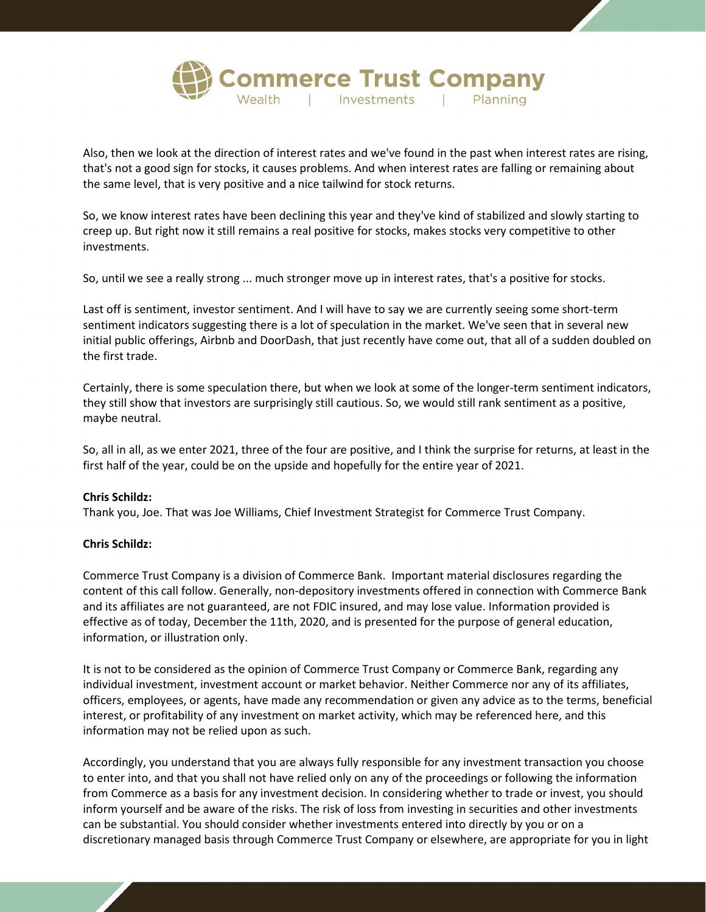Also, then we look at the direction of interest rates and we've found in the past when interest rates are rising, that's not a good sign for stocks, it causes problems. And when interest rates are falling or remaining about the same level, that is very positive and a nice tailwind for stock returns.

So, we know interest rates have been declining this year and they've kind of stabilized and slowly starting to creep up. But right now it still remains a real positive for stocks, makes stocks very competitive to other investments.

So, until we see a really strong ... much stronger move up in interest rates, that's a positive for stocks.

Last off is sentiment, investor sentiment. And I will have to say we are currently seeing some short-term sentiment indicators suggesting there is a lot of speculation in the market. We've seen that in several new initial public offerings, Airbnb and DoorDash, that just recently have come out, that all of a sudden doubled on the first trade.

Certainly, there is some speculation there, but when we look at some of the longer-term sentiment indicators, they still show that investors are surprisingly still cautious. So, we would still rank sentiment as a positive, maybe neutral.

So, all in all, as we enter 2021, three of the four are positive, and I think the surprise for returns, at least in the first half of the year, could be on the upside and hopefully for the entire year of 2021.

**Chris Schildz:**
Thank you, Joe. That was Joe Williams, Chief Investment Strategist for Commerce Trust Company.

**Chris Schildz:**

Commerce Trust Company is a division of Commerce Bank. Important material disclosures regarding the content of this call follow. Generally, non-depository investments offered in connection with Commerce Bank and its affiliates are not guaranteed, are not FDIC insured, and may lose value. Information provided is effective as of today, December the 11th, 2020, and is presented for the purpose of general education, information, or illustration only.

It is not to be considered as the opinion of Commerce Trust Company or Commerce Bank, regarding any individual investment, investment account or market behavior. Neither Commerce nor any of its affiliates, officers, employees, or agents, have made any recommendation or given any advice as to the terms, beneficial interest, or profitability of any investment on market activity, which may be referenced here, and this information may not be relied upon as such.

Accordingly, you understand that you are always fully responsible for any investment transaction you choose to enter into, and that you shall not have relied only on any of the proceedings or following the information from Commerce as a basis for any investment decision. In considering whether to trade or invest, you should inform yourself and be aware of the risks. The risk of loss from investing in securities and other investments can be substantial. You should consider whether investments entered into directly by you or on a discretionary managed basis through Commerce Trust Company or elsewhere, are appropriate for you in light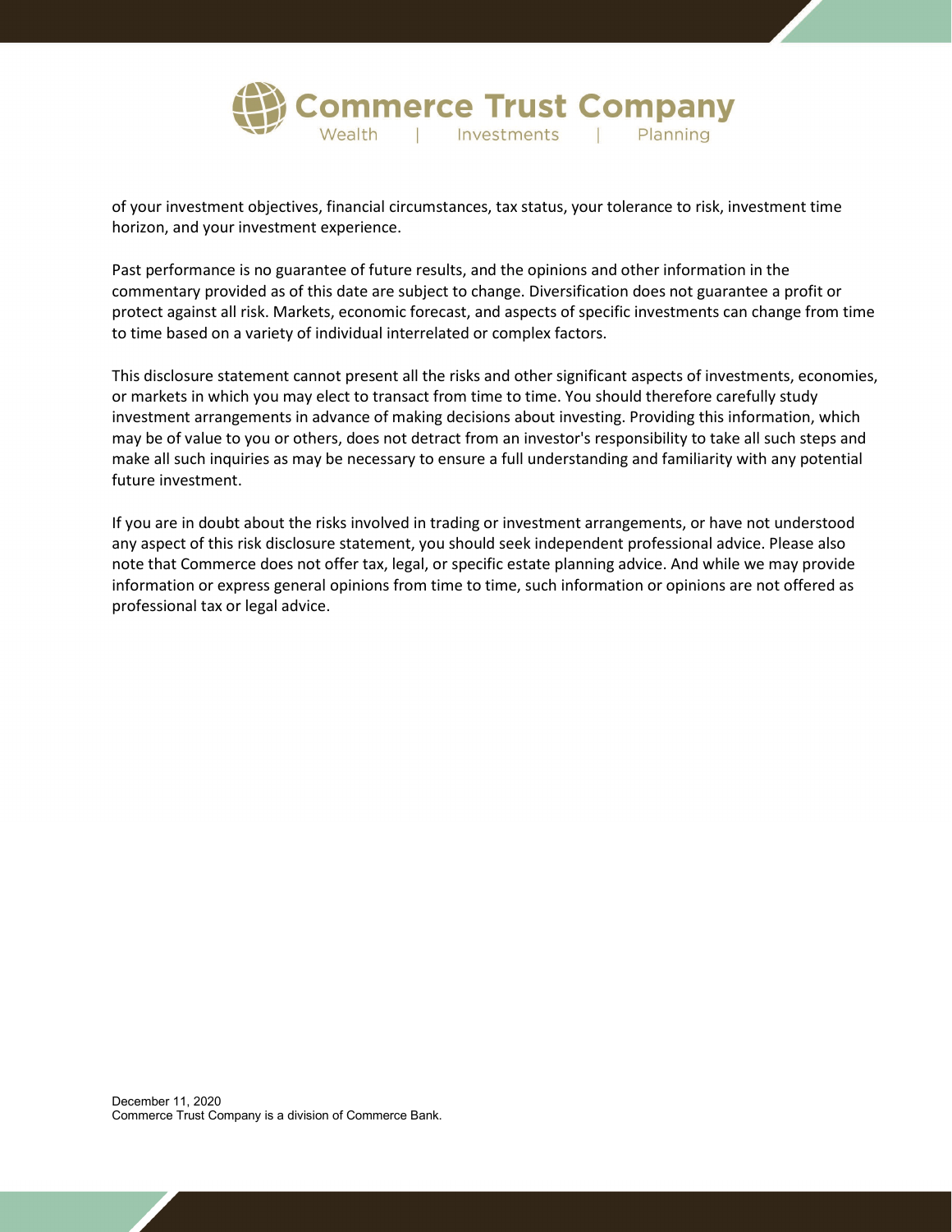of your investment objectives, financial circumstances, tax status, your tolerance to risk, investment time horizon, and your investment experience.

Past performance is no guarantee of future results, and the opinions and other information in the commentary provided as of this date are subject to change. Diversification does not guarantee a profit or protect against all risk. Markets, economic forecast, and aspects of specific investments can change from time to time based on a variety of individual interrelated or complex factors.

This disclosure statement cannot present all the risks and other significant aspects of investments, economies, or markets in which you may elect to transact from time to time. You should therefore carefully study investment arrangements in advance of making decisions about investing. Providing this information, which may be of value to you or others, does not detract from an investor's responsibility to take all such steps and make all such inquiries as may be necessary to ensure a full understanding and familiarity with any potential future investment.

If you are in doubt about the risks involved in trading or investment arrangements, or have not understood any aspect of this risk disclosure statement, you should seek independent professional advice. Please also note that Commerce does not offer tax, legal, or specific estate planning advice. And while we may provide information or express general opinions from time to time, such information or opinions are not offered as professional tax or legal advice.

December 11, 2020
Commerce Trust Company is a division of Commerce Bank.